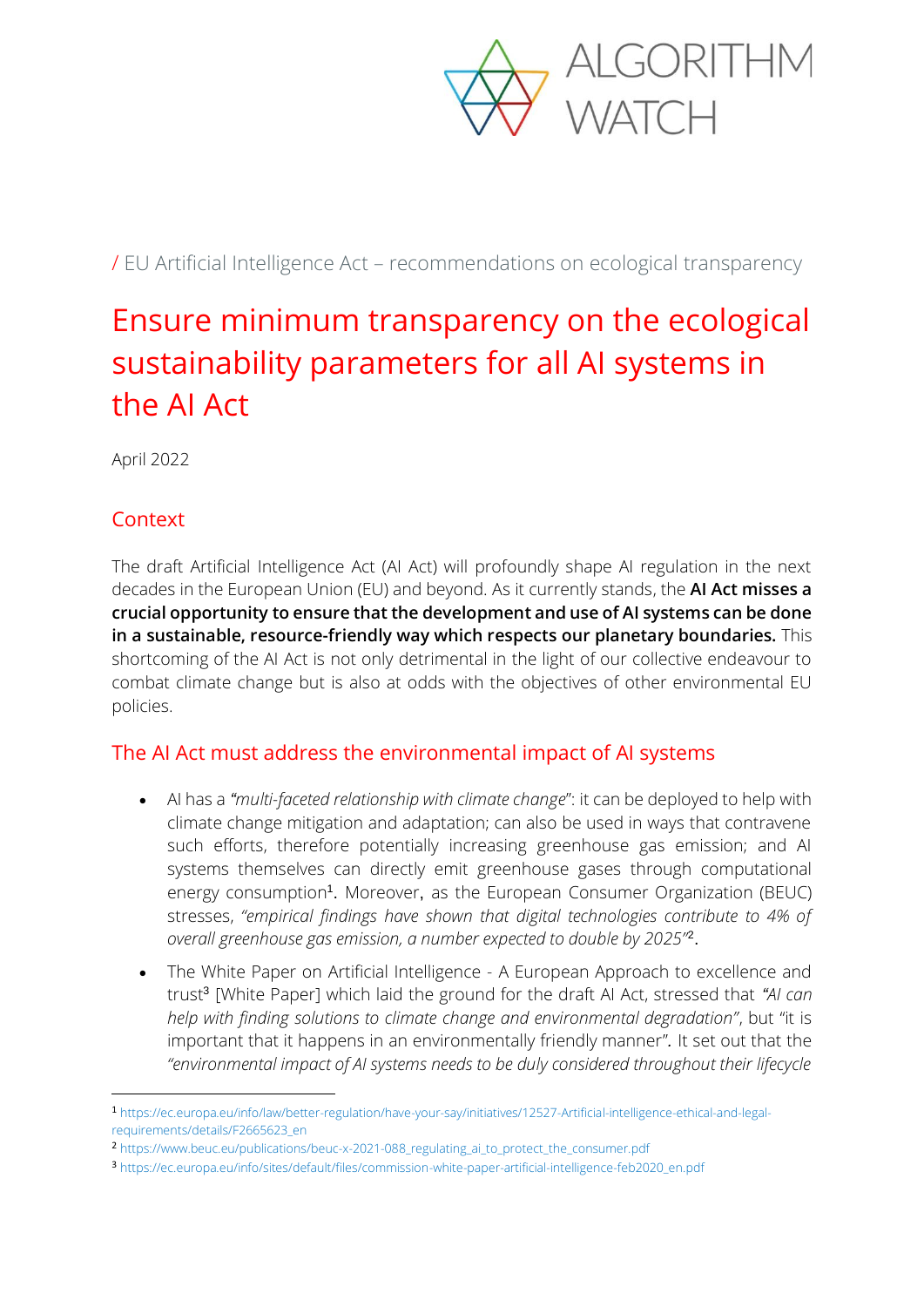/ EU Artificial Intelligence Act – recommendations on ecological transparency

# Ensure minimum transparency on the ecological sustainability parameters for all AI systems in the AI Act

April 2022

## Context

The draft Artificial Intelligence Act (AI Act) will profoundly shape AI regulation in the next decades in the European Union (EU) and beyond. As it currently stands, the **AI Act misses a crucial opportunity to ensure that the development and use of AI systems can be done in a sustainable, resource-friendly way which respects our planetary boundaries.** This shortcoming of the AI Act is not only detrimental in the light of our collective endeavour to combat climate change but is also at odds with the objectives of other environmental EU policies.

## The AI Act must address the environmental impact of AI systems

- AI has a *"multi-faceted relationship with climate change"*: it can be deployed to help with climate change mitigation and adaptation; can also be used in ways that contravene such efforts, therefore potentially increasing greenhouse gas emission; and AI systems themselves can directly emit greenhouse gases through computational energy consumption[1]. Moreover, as the European Consumer Organization (BEUC) stresses, *"empirical findings have shown that digital technologies contribute to 4% of overall greenhouse gas emission, a number expected to double by 2025"*[2].
- The White Paper on Artificial Intelligence - A European Approach to excellence and trust[3] [White Paper] which laid the ground for the draft AI Act, stressed that *"AI can help with finding solutions to climate change and environmental degradation"*, but "it is important that it happens in an environmentally friendly manner". It set out that the *"environmental impact of AI systems needs to be duly considered throughout their lifecycle*

[1] https://ec.europa.eu/info/law/better-regulation/have-your-say/initiatives/12527-Artificial-intelligence-ethical-and-legal-requirements/details/F2665623_en

[2] https://www.beuc.eu/publications/beuc-x-2021-088_regulating_ai_to_protect_the_consumer.pdf

[3] https://ec.europa.eu/info/sites/default/files/commission-white-paper-artificial-intelligence-feb2020_en.pdf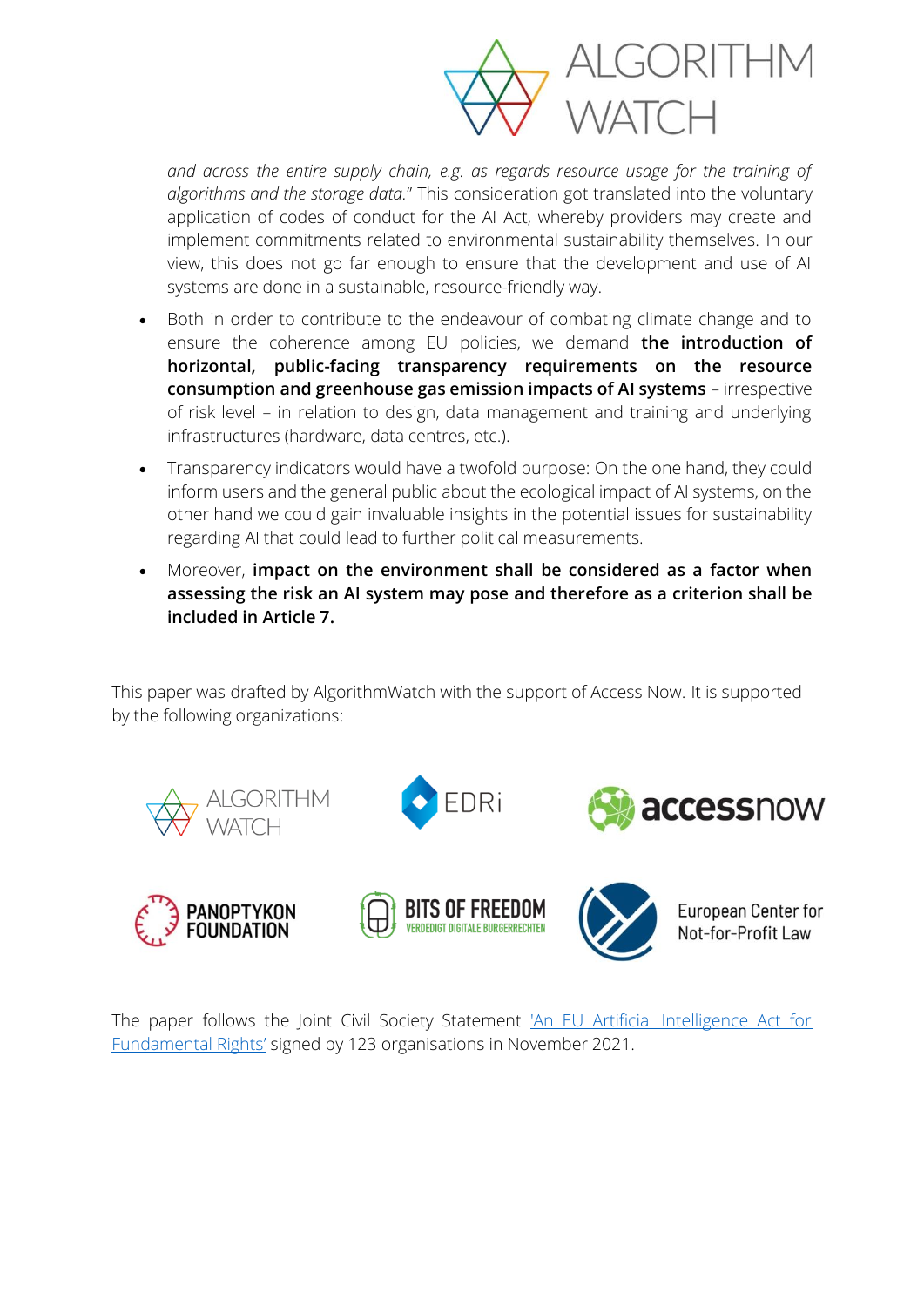*and across the entire supply chain, e.g. as regards resource usage for the training of algorithms and the storage data.*" This consideration got translated into the voluntary application of codes of conduct for the AI Act, whereby providers may create and implement commitments related to environmental sustainability themselves. In our view, this does not go far enough to ensure that the development and use of AI systems are done in a sustainable, resource-friendly way.

- Both in order to contribute to the endeavour of combating climate change and to ensure the coherence among EU policies, we demand **the introduction of horizontal, public-facing transparency requirements on the resource consumption and greenhouse gas emission impacts of AI systems** – irrespective of risk level – in relation to design, data management and training and underlying infrastructures (hardware, data centres, etc.).
- Transparency indicators would have a twofold purpose: On the one hand, they could inform users and the general public about the ecological impact of AI systems, on the other hand we could gain invaluable insights in the potential issues for sustainability regarding AI that could lead to further political measurements.
- Moreover, **impact on the environment shall be considered as a factor when assessing the risk an AI system may pose and therefore as a criterion shall be included in Article 7.**

This paper was drafted by AlgorithmWatch with the support of Access Now. It is supported by the following organizations:

ALGORITHM WATCH

EDRi

accessnow

PANOPTYKON FOUNDATION

BITS OF FREEDOM VERDEDIGT DIGITALE BURGERRECHTEN

European Center for Not-for-Profit Law

The paper follows the Joint Civil Society Statement ['An EU Artificial Intelligence Act for Fundamental Rights'] signed by 123 organisations in November 2021.